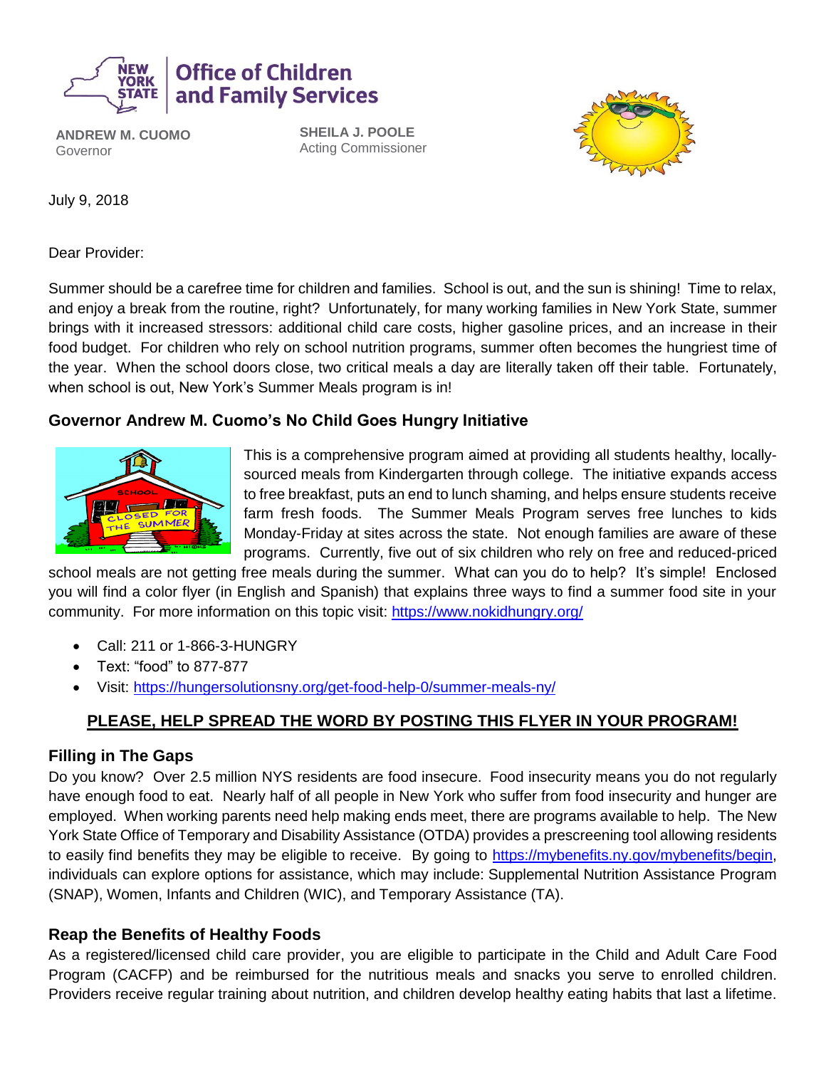NEW YORK STATE | Office of Children and Family Services

**ANDREW M. CUOMO**
Governor

**SHEILA J. POOLE**
Acting Commissioner

July 9, 2018

Dear Provider:

Summer should be a carefree time for children and families. School is out, and the sun is shining! Time to relax, and enjoy a break from the routine, right? Unfortunately, for many working families in New York State, summer brings with it increased stressors: additional child care costs, higher gasoline prices, and an increase in their food budget. For children who rely on school nutrition programs, summer often becomes the hungriest time of the year. When the school doors close, two critical meals a day are literally taken off their table. Fortunately, when school is out, New York's Summer Meals program is in!

### Governor Andrew M. Cuomo's No Child Goes Hungry Initiative

This is a comprehensive program aimed at providing all students healthy, locally-sourced meals from Kindergarten through college. The initiative expands access to free breakfast, puts an end to lunch shaming, and helps ensure students receive farm fresh foods. The Summer Meals Program serves free lunches to kids Monday-Friday at sites across the state. Not enough families are aware of these programs. Currently, five out of six children who rely on free and reduced-priced school meals are not getting free meals during the summer. What can you do to help? It's simple! Enclosed you will find a color flyer (in English and Spanish) that explains three ways to find a summer food site in your community. For more information on this topic visit: https://www.nokidhungry.org/

- Call: 211 or 1-866-3-HUNGRY
- Text: "food" to 877-877
- Visit: https://hungersolutionsny.org/get-food-help-0/summer-meals-ny/

**PLEASE, HELP SPREAD THE WORD BY POSTING THIS FLYER IN YOUR PROGRAM!**

### Filling in The Gaps

Do you know? Over 2.5 million NYS residents are food insecure. Food insecurity means you do not regularly have enough food to eat. Nearly half of all people in New York who suffer from food insecurity and hunger are employed. When working parents need help making ends meet, there are programs available to help. The New York State Office of Temporary and Disability Assistance (OTDA) provides a prescreening tool allowing residents to easily find benefits they may be eligible to receive. By going to https://mybenefits.ny.gov/mybenefits/begin, individuals can explore options for assistance, which may include: Supplemental Nutrition Assistance Program (SNAP), Women, Infants and Children (WIC), and Temporary Assistance (TA).

### Reap the Benefits of Healthy Foods

As a registered/licensed child care provider, you are eligible to participate in the Child and Adult Care Food Program (CACFP) and be reimbursed for the nutritious meals and snacks you serve to enrolled children. Providers receive regular training about nutrition, and children develop healthy eating habits that last a lifetime.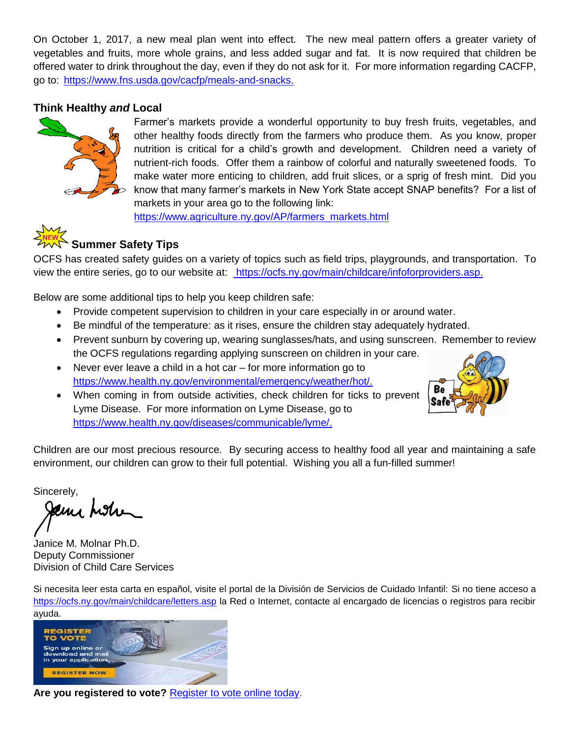On October 1, 2017, a new meal plan went into effect. The new meal pattern offers a greater variety of vegetables and fruits, more whole grains, and less added sugar and fat. It is now required that children be offered water to drink throughout the day, even if they do not ask for it. For more information regarding CACFP, go to: https://www.fns.usda.gov/cacfp/meals-and-snacks.

### Think Healthy *and* Local

Farmer's markets provide a wonderful opportunity to buy fresh fruits, vegetables, and other healthy foods directly from the farmers who produce them. As you know, proper nutrition is critical for a child's growth and development. Children need a variety of nutrient-rich foods. Offer them a rainbow of colorful and naturally sweetened foods. To make water more enticing to children, add fruit slices, or a sprig of fresh mint. Did you know that many farmer's markets in New York State accept SNAP benefits? For a list of markets in your area go to the following link: https://www.agriculture.ny.gov/AP/farmers_markets.html

### NEW Summer Safety Tips

OCFS has created safety guides on a variety of topics such as field trips, playgrounds, and transportation. To view the entire series, go to our website at: https://ocfs.ny.gov/main/childcare/infoforproviders.asp.

Below are some additional tips to help you keep children safe:

- Provide competent supervision to children in your care especially in or around water.
- Be mindful of the temperature: as it rises, ensure the children stay adequately hydrated.
- Prevent sunburn by covering up, wearing sunglasses/hats, and using sunscreen. Remember to review the OCFS regulations regarding applying sunscreen on children in your care.
- Never ever leave a child in a hot car – for more information go to https://www.health.ny.gov/environmental/emergency/weather/hot/.
- When coming in from outside activities, check children for ticks to prevent Lyme Disease. For more information on Lyme Disease, go to https://www.health.ny.gov/diseases/communicable/lyme/.

Children are our most precious resource. By securing access to healthy food all year and maintaining a safe environment, our children can grow to their full potential. Wishing you all a fun-filled summer!

Sincerely,

Janice M. Molnar Ph.D.
Deputy Commissioner
Division of Child Care Services

Si necesita leer esta carta en español, visite el portal de la División de Servicios de Cuidado Infantil: Si no tiene acceso a https://ocfs.ny.gov/main/childcare/letters.asp la Red o Internet, contacte al encargado de licencias o registros para recibir ayuda.

**Are you registered to vote?** Register to vote online today.